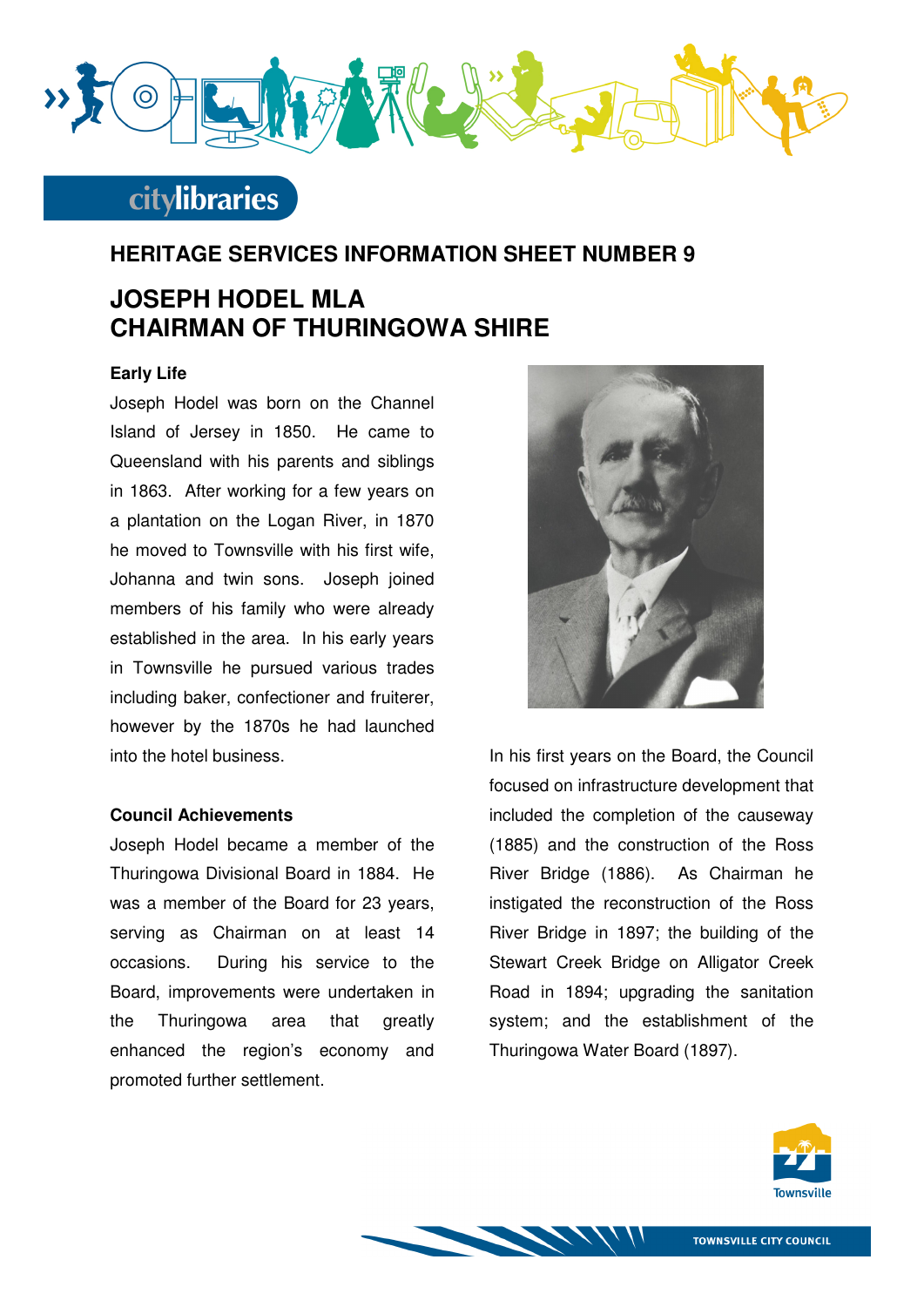## HERITAGE SERVICES INFORMATION SHEET NUMBER 9

# JOSEPH HODEL MLA
# CHAIRMAN OF THURINGOWA SHIRE

### Early Life

Joseph Hodel was born on the Channel Island of Jersey in 1850. He came to Queensland with his parents and siblings in 1863. After working for a few years on a plantation on the Logan River, in 1870 he moved to Townsville with his first wife, Johanna and twin sons. Joseph joined members of his family who were already established in the area. In his early years in Townsville he pursued various trades including baker, confectioner and fruiterer, however by the 1870s he had launched into the hotel business.

### Council Achievements

Joseph Hodel became a member of the Thuringowa Divisional Board in 1884. He was a member of the Board for 23 years, serving as Chairman on at least 14 occasions. During his service to the Board, improvements were undertaken in the Thuringowa area that greatly enhanced the region's economy and promoted further settlement.

In his first years on the Board, the Council focused on infrastructure development that included the completion of the causeway (1885) and the construction of the Ross River Bridge (1886). As Chairman he instigated the reconstruction of the Ross River Bridge in 1897; the building of the Stewart Creek Bridge on Alligator Creek Road in 1894; upgrading the sanitation system; and the establishment of the Thuringowa Water Board (1897).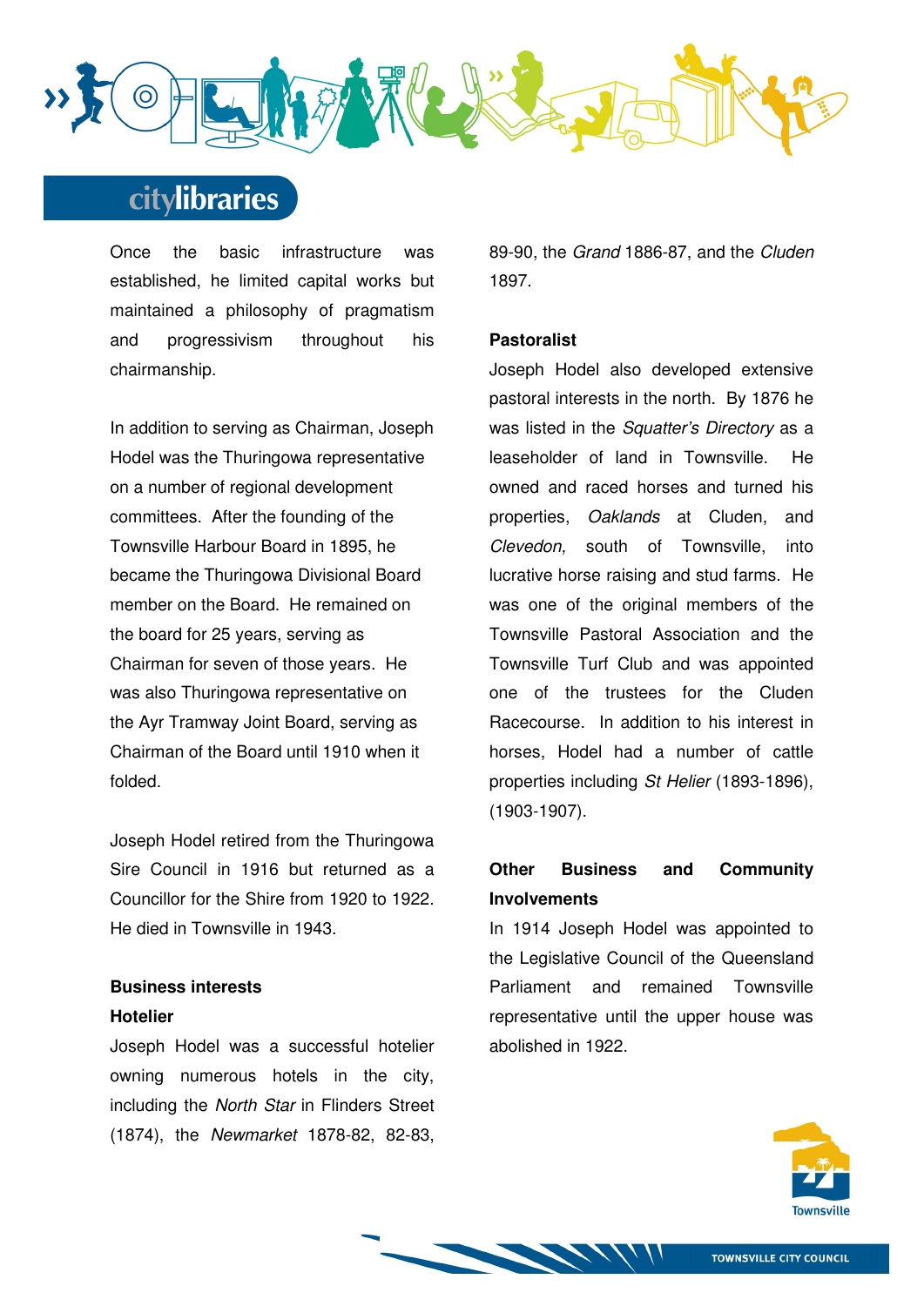Once the basic infrastructure was established, he limited capital works but maintained a philosophy of pragmatism and progressivism throughout his chairmanship.

In addition to serving as Chairman, Joseph Hodel was the Thuringowa representative on a number of regional development committees. After the founding of the Townsville Harbour Board in 1895, he became the Thuringowa Divisional Board member on the Board. He remained on the board for 25 years, serving as Chairman for seven of those years. He was also Thuringowa representative on the Ayr Tramway Joint Board, serving as Chairman of the Board until 1910 when it folded.

Joseph Hodel retired from the Thuringowa Sire Council in 1916 but returned as a Councillor for the Shire from 1920 to 1922. He died in Townsville in 1943.

### Business interests

#### Hotelier

Joseph Hodel was a successful hotelier owning numerous hotels in the city, including the *North Star* in Flinders Street (1874), the *Newmarket* 1878-82, 82-83, 89-90, the *Grand* 1886-87, and the *Cluden* 1897.

#### Pastoralist

Joseph Hodel also developed extensive pastoral interests in the north. By 1876 he was listed in the *Squatter's Directory* as a leaseholder of land in Townsville. He owned and raced horses and turned his properties, *Oaklands* at Cluden, and *Clevedon,* south of Townsville, into lucrative horse raising and stud farms. He was one of the original members of the Townsville Pastoral Association and the Townsville Turf Club and was appointed one of the trustees for the Cluden Racecourse. In addition to his interest in horses, Hodel had a number of cattle properties including *St Helier* (1893-1896), (1903-1907).

### Other Business and Community Involvements

In 1914 Joseph Hodel was appointed to the Legislative Council of the Queensland Parliament and remained Townsville representative until the upper house was abolished in 1922.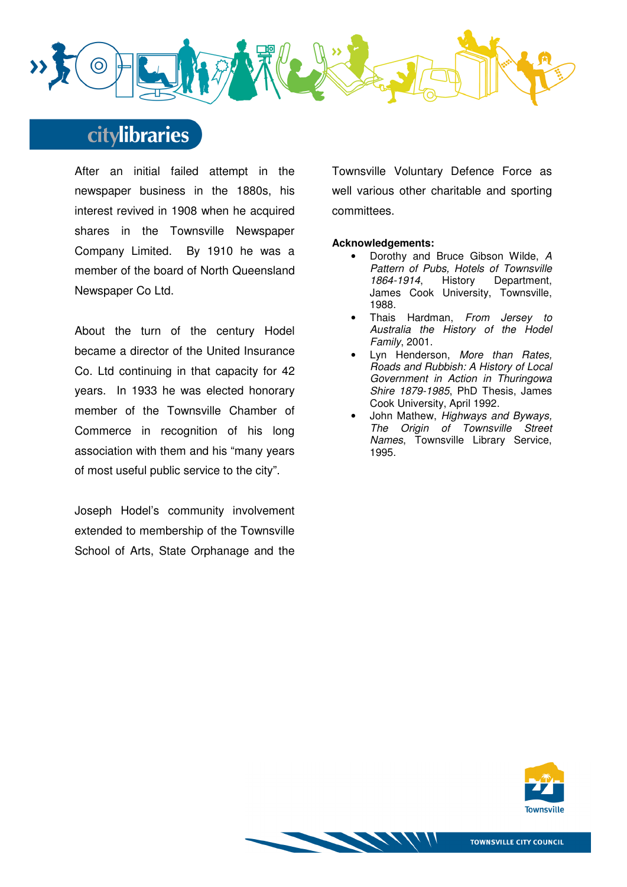After an initial failed attempt in the newspaper business in the 1880s, his interest revived in 1908 when he acquired shares in the Townsville Newspaper Company Limited. By 1910 he was a member of the board of North Queensland Newspaper Co Ltd.

About the turn of the century Hodel became a director of the United Insurance Co. Ltd continuing in that capacity for 42 years. In 1933 he was elected honorary member of the Townsville Chamber of Commerce in recognition of his long association with them and his “many years of most useful public service to the city”.

Joseph Hodel’s community involvement extended to membership of the Townsville School of Arts, State Orphanage and the Townsville Voluntary Defence Force as well various other charitable and sporting committees.

**Acknowledgements:**

- Dorothy and Bruce Gibson Wilde, *A Pattern of Pubs, Hotels of Townsville 1864-1914*, History Department, James Cook University, Townsville, 1988.
- Thais Hardman, *From Jersey to Australia the History of the Hodel Family*, 2001.
- Lyn Henderson, *More than Rates, Roads and Rubbish: A History of Local Government in Action in Thuringowa Shire 1879-1985*, PhD Thesis, James Cook University, April 1992.
- John Mathew, *Highways and Byways, The Origin of Townsville Street Names*, Townsville Library Service, 1995.